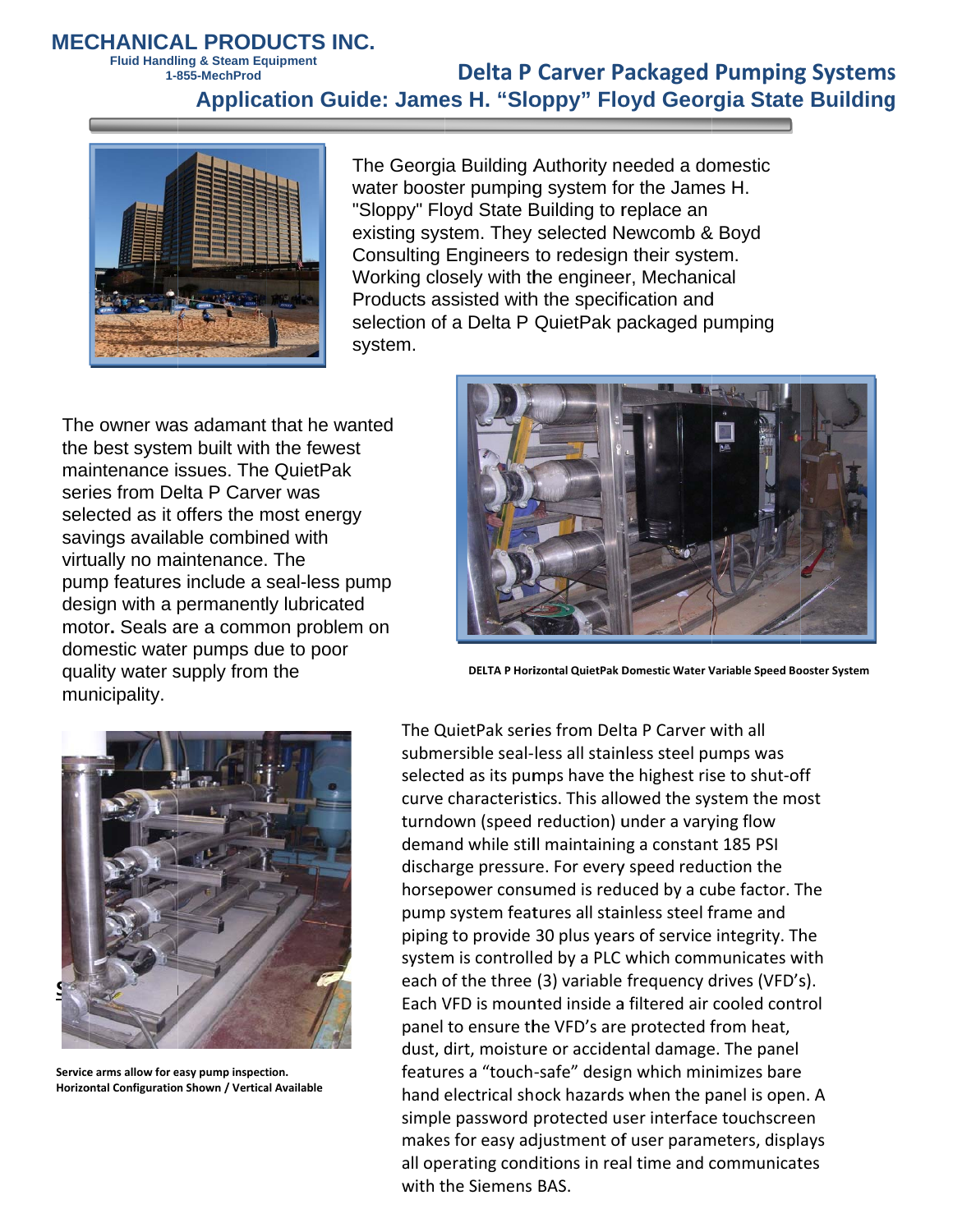MECHANICAL PRODUCTS INC.
Fluid Handling & Steam Equipment
1-855-MechProd

# Delta P Carver Packaged Pumping Systems

## Application Guide: James H. "Sloppy" Floyd Georgia State Building

The Georgia Building Authority needed a domestic water booster pumping system for the James H. "Sloppy" Floyd State Building to replace an existing system. They selected Newcomb & Boyd Consulting Engineers to redesign their system. Working closely with the engineer, Mechanical Products assisted with the specification and selection of a Delta P QuietPak packaged pumping system.

The owner was adamant that he wanted the best system built with the fewest maintenance issues. The QuietPak series from Delta P Carver was selected as it offers the most energy savings available combined with virtually no maintenance. The pump features include a seal-less pump design with a permanently lubricated motor**.** Seals are a common problem on domestic water pumps due to poor quality water supply from the municipality.

**DELTA P Horizontal QuietPak Domestic Water Variable Speed Booster System**

The QuietPak series from Delta P Carver with all submersible seal-less all stainless steel pumps was selected as its pumps have the highest rise to shut-off curve characteristics. This allowed the system the most turndown (speed reduction) under a varying flow demand while still maintaining a constant 185 PSI discharge pressure. For every speed reduction the horsepower consumed is reduced by a cube factor. The pump system features all stainless steel frame and piping to provide 30 plus years of service integrity. The system is controlled by a PLC which communicates with each of the three (3) variable frequency drives (VFD's). Each VFD is mounted inside a filtered air cooled control panel to ensure the VFD's are protected from heat, dust, dirt, moisture or accidental damage. The panel features a "touch-safe" design which minimizes bare hand electrical shock hazards when the panel is open. A simple password protected user interface touchscreen makes for easy adjustment of user parameters, displays all operating conditions in real time and communicates with the Siemens BAS.

**Service arms allow for easy pump inspection.**
**Horizontal Configuration Shown / Vertical Available**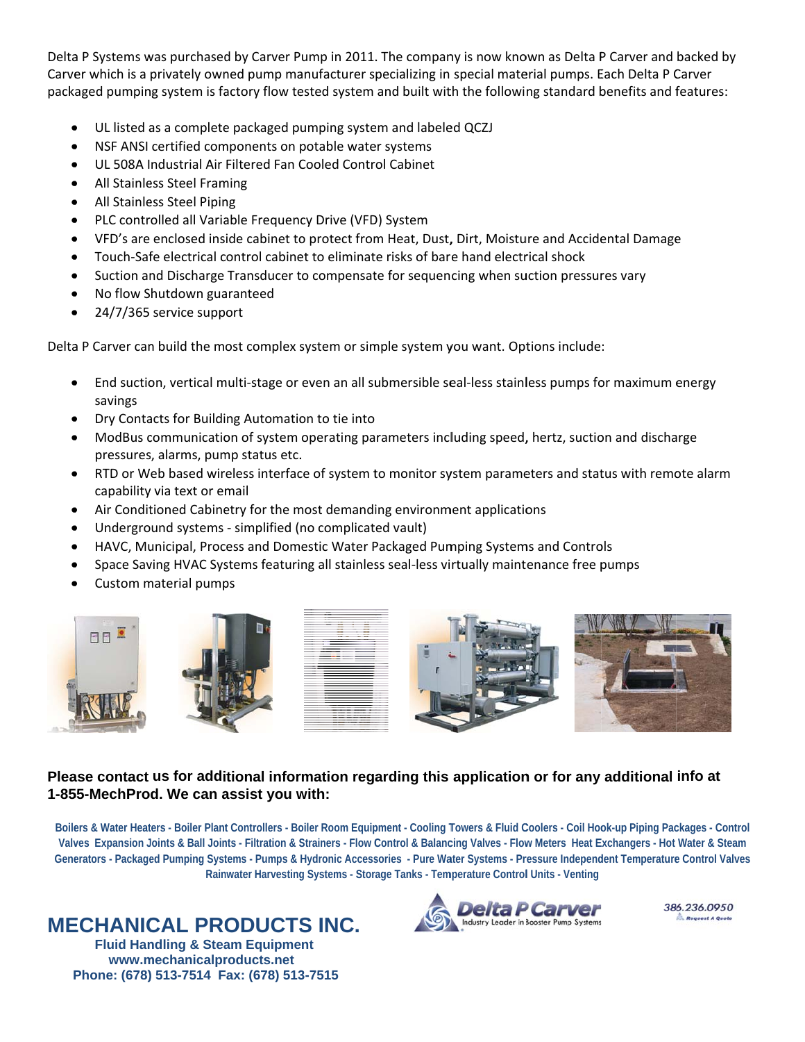Delta P Systems was purchased by Carver Pump in 2011. The company is now known as Delta P Carver and backed by Carver which is a privately owned pump manufacturer specializing in special material pumps. Each Delta P Carver packaged pumping system is factory flow tested system and built with the following standard benefits and features:

- UL listed as a complete packaged pumping system and labeled QCZJ
- NSF ANSI certified components on potable water systems
- UL 508A Industrial Air Filtered Fan Cooled Control Cabinet
- All Stainless Steel Framing
- All Stainless Steel Piping
- PLC controlled all Variable Frequency Drive (VFD) System
- VFD's are enclosed inside cabinet to protect from Heat, Dust, Dirt, Moisture and Accidental Damage
- Touch-Safe electrical control cabinet to eliminate risks of bare hand electrical shock
- Suction and Discharge Transducer to compensate for sequencing when suction pressures vary
- No flow Shutdown guaranteed
- 24/7/365 service support

Delta P Carver can build the most complex system or simple system you want. Options include:

- End suction, vertical multi-stage or even an all submersible seal-less stainless pumps for maximum energy savings
- Dry Contacts for Building Automation to tie into
- ModBus communication of system operating parameters including speed, hertz, suction and discharge pressures, alarms, pump status etc.
- RTD or Web based wireless interface of system to monitor system parameters and status with remote alarm capability via text or email
- Air Conditioned Cabinetry for the most demanding environment applications
- Underground systems - simplified (no complicated vault)
- HAVC, Municipal, Process and Domestic Water Packaged Pumping Systems and Controls
- Space Saving HVAC Systems featuring all stainless seal-less virtually maintenance free pumps
- Custom material pumps

**Please contact us for additional information regarding this application or for any additional info at 1-855-MechProd. We can assist you with:**

**Boilers & Water Heaters - Boiler Plant Controllers - Boiler Room Equipment - Cooling Towers & Fluid Coolers - Coil Hook-up Piping Packages - Control Valves Expansion Joints & Ball Joints - Filtration & Strainers - Flow Control & Balancing Valves - Flow Meters Heat Exchangers - Hot Water & Steam Generators - Packaged Pumping Systems - Pumps & Hydronic Accessories - Pure Water Systems - Pressure Independent Temperature Control Valves Rainwater Harvesting Systems - Storage Tanks - Temperature Control Units - Venting**

## MECHANICAL PRODUCTS INC.

**Fluid Handling & Steam Equipment**
**www.mechanicalproducts.net**
**Phone: (678) 513-7514 Fax: (678) 513-7515**

Delta P Carver
Industry Leader in Booster Pump Systems

386.236.0950
Request A Quote